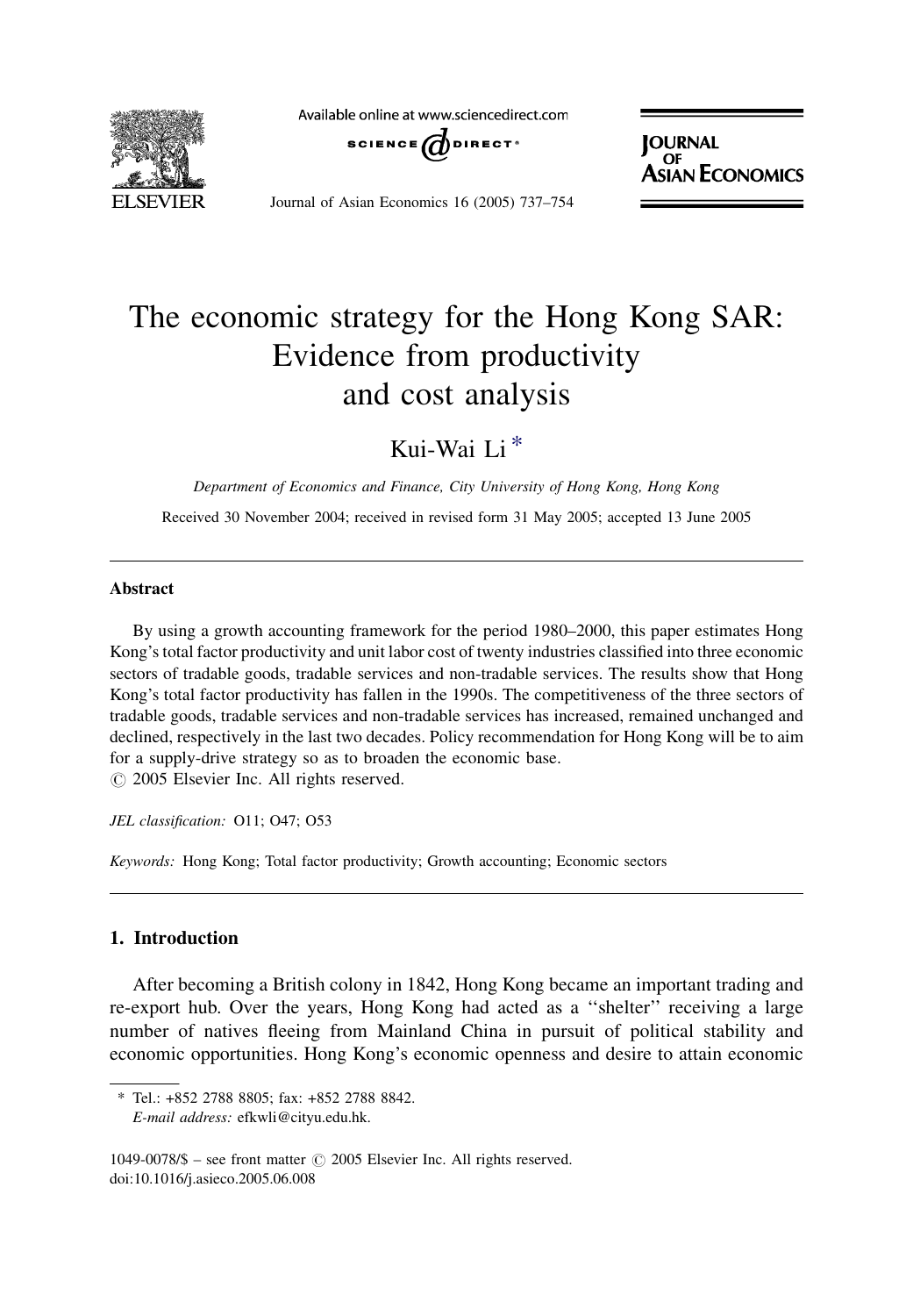# The economic strategy for the Hong Kong SAR: Evidence from productivity and cost analysis

Kui-Wai Li *

*Department of Economics and Finance, City University of Hong Kong, Hong Kong*

Received 30 November 2004; received in revised form 31 May 2005; accepted 13 June 2005

## Abstract

By using a growth accounting framework for the period 1980–2000, this paper estimates Hong Kong's total factor productivity and unit labor cost of twenty industries classified into three economic sectors of tradable goods, tradable services and non-tradable services. The results show that Hong Kong's total factor productivity has fallen in the 1990s. The competitiveness of the three sectors of tradable goods, tradable services and non-tradable services has increased, remained unchanged and declined, respectively in the last two decades. Policy recommendation for Hong Kong will be to aim for a supply-drive strategy so as to broaden the economic base.

© 2005 Elsevier Inc. All rights reserved.

*JEL classification:* O11; O47; O53

*Keywords:* Hong Kong; Total factor productivity; Growth accounting; Economic sectors

## 1. Introduction

After becoming a British colony in 1842, Hong Kong became an important trading and re-export hub. Over the years, Hong Kong had acted as a "shelter" receiving a large number of natives fleeing from Mainland China in pursuit of political stability and economic opportunities. Hong Kong's economic openness and desire to attain economic

* Tel.: +852 2788 8805; fax: +852 2788 8842.
*E-mail address:* efkwli@cityu.edu.hk.

1049-0078/$ – see front matter © 2005 Elsevier Inc. All rights reserved.
doi:10.1016/j.asieco.2005.06.008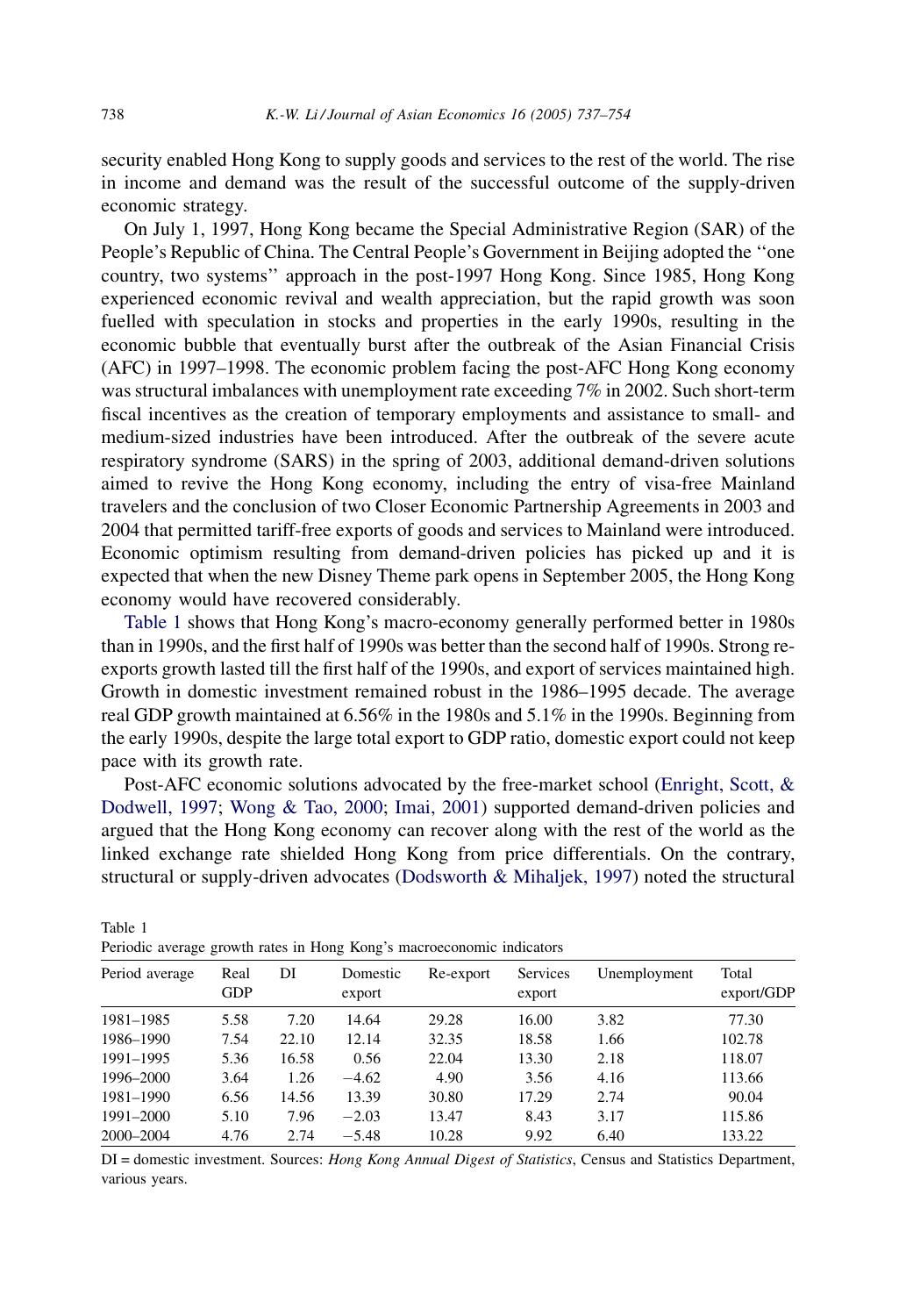security enabled Hong Kong to supply goods and services to the rest of the world. The rise in income and demand was the result of the successful outcome of the supply-driven economic strategy.

On July 1, 1997, Hong Kong became the Special Administrative Region (SAR) of the People's Republic of China. The Central People's Government in Beijing adopted the ''one country, two systems'' approach in the post-1997 Hong Kong. Since 1985, Hong Kong experienced economic revival and wealth appreciation, but the rapid growth was soon fuelled with speculation in stocks and properties in the early 1990s, resulting in the economic bubble that eventually burst after the outbreak of the Asian Financial Crisis (AFC) in 1997–1998. The economic problem facing the post-AFC Hong Kong economy was structural imbalances with unemployment rate exceeding 7% in 2002. Such short-term fiscal incentives as the creation of temporary employments and assistance to small- and medium-sized industries have been introduced. After the outbreak of the severe acute respiratory syndrome (SARS) in the spring of 2003, additional demand-driven solutions aimed to revive the Hong Kong economy, including the entry of visa-free Mainland travelers and the conclusion of two Closer Economic Partnership Agreements in 2003 and 2004 that permitted tariff-free exports of goods and services to Mainland were introduced. Economic optimism resulting from demand-driven policies has picked up and it is expected that when the new Disney Theme park opens in September 2005, the Hong Kong economy would have recovered considerably.

Table 1 shows that Hong Kong's macro-economy generally performed better in 1980s than in 1990s, and the first half of 1990s was better than the second half of 1990s. Strong re-exports growth lasted till the first half of the 1990s, and export of services maintained high. Growth in domestic investment remained robust in the 1986–1995 decade. The average real GDP growth maintained at 6.56% in the 1980s and 5.1% in the 1990s. Beginning from the early 1990s, despite the large total export to GDP ratio, domestic export could not keep pace with its growth rate.

Post-AFC economic solutions advocated by the free-market school (Enright, Scott, & Dodwell, 1997; Wong & Tao, 2000; Imai, 2001) supported demand-driven policies and argued that the Hong Kong economy can recover along with the rest of the world as the linked exchange rate shielded Hong Kong from price differentials. On the contrary, structural or supply-driven advocates (Dodsworth & Mihaljek, 1997) noted the structural

Table 1
Periodic average growth rates in Hong Kong's macroeconomic indicators

| Period average | Real GDP | DI | Domestic export | Re-export | Services export | Unemployment | Total export/GDP |
|---|---|---|---|---|---|---|---|
| 1981–1985 | 5.58 | 7.20 | 14.64 | 29.28 | 16.00 | 3.82 | 77.30 |
| 1986–1990 | 7.54 | 22.10 | 12.14 | 32.35 | 18.58 | 1.66 | 102.78 |
| 1991–1995 | 5.36 | 16.58 | 0.56 | 22.04 | 13.30 | 2.18 | 118.07 |
| 1996–2000 | 3.64 | 1.26 | −4.62 | 4.90 | 3.56 | 4.16 | 113.66 |
| 1981–1990 | 6.56 | 14.56 | 13.39 | 30.80 | 17.29 | 2.74 | 90.04 |
| 1991–2000 | 5.10 | 7.96 | −2.03 | 13.47 | 8.43 | 3.17 | 115.86 |
| 2000–2004 | 4.76 | 2.74 | −5.48 | 10.28 | 9.92 | 6.40 | 133.22 |

DI = domestic investment. Sources: *Hong Kong Annual Digest of Statistics*, Census and Statistics Department, various years.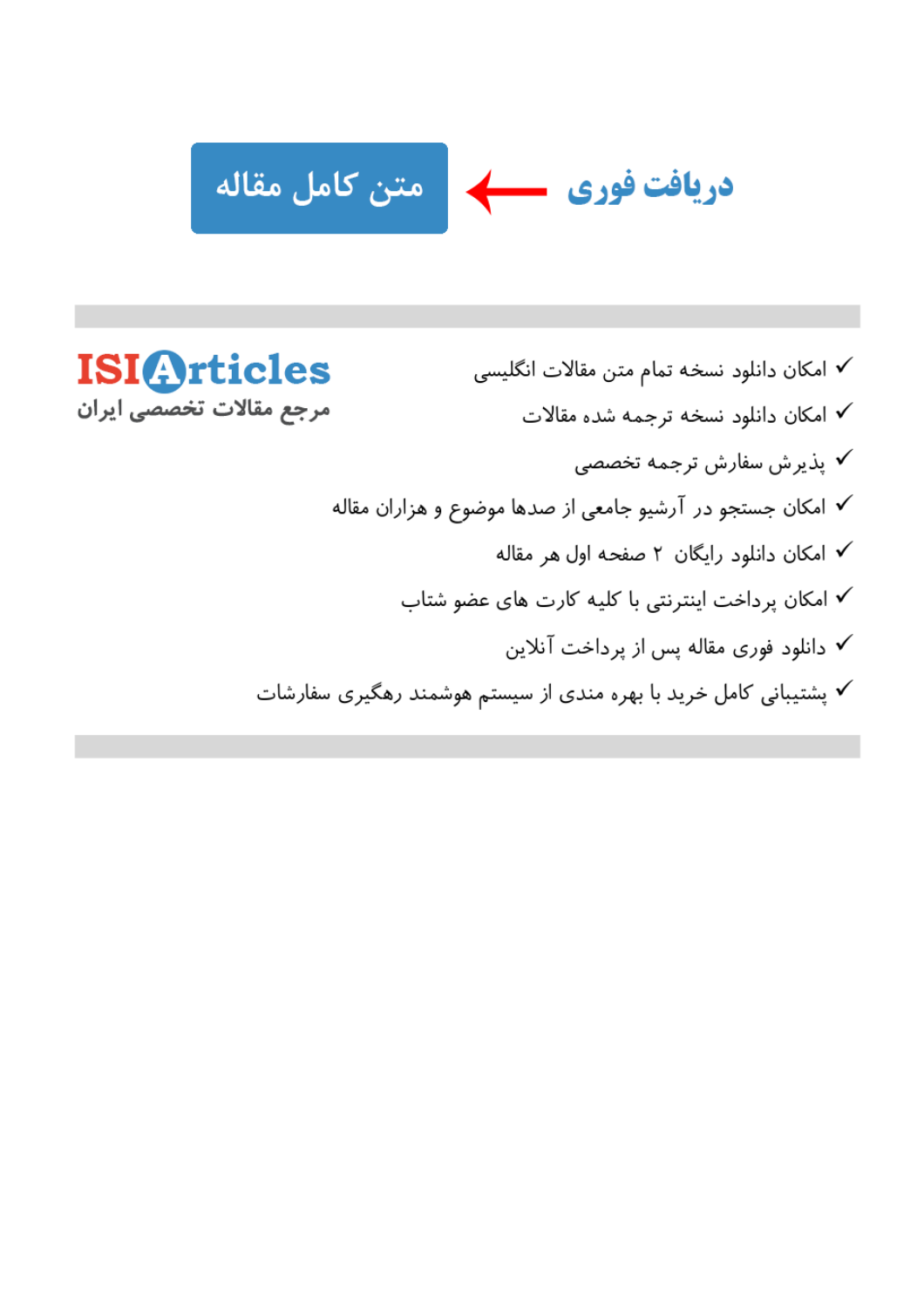دریافت فوری ← **متن کامل مقاله**

**ISIArticles**
مرجع مقالات تخصصی ایران

- ✓ امکان دانلود نسخه تمام متن مقالات انگلیسی
- ✓ امکان دانلود نسخه ترجمه شده مقالات
- ✓ پذیرش سفارش ترجمه تخصصی
- ✓ امکان جستجو در آرشیو جامعی از صدها موضوع و هزاران مقاله
- ✓ امکان دانلود رایگان ۲ صفحه اول هر مقاله
- ✓ امکان پرداخت اینترنتی با کلیه کارت های عضو شتاب
- ✓ دانلود فوری مقاله پس از پرداخت آنلاین
- ✓ پشتیبانی کامل خرید با بهره مندی از سیستم هوشمند رهگیری سفارشات